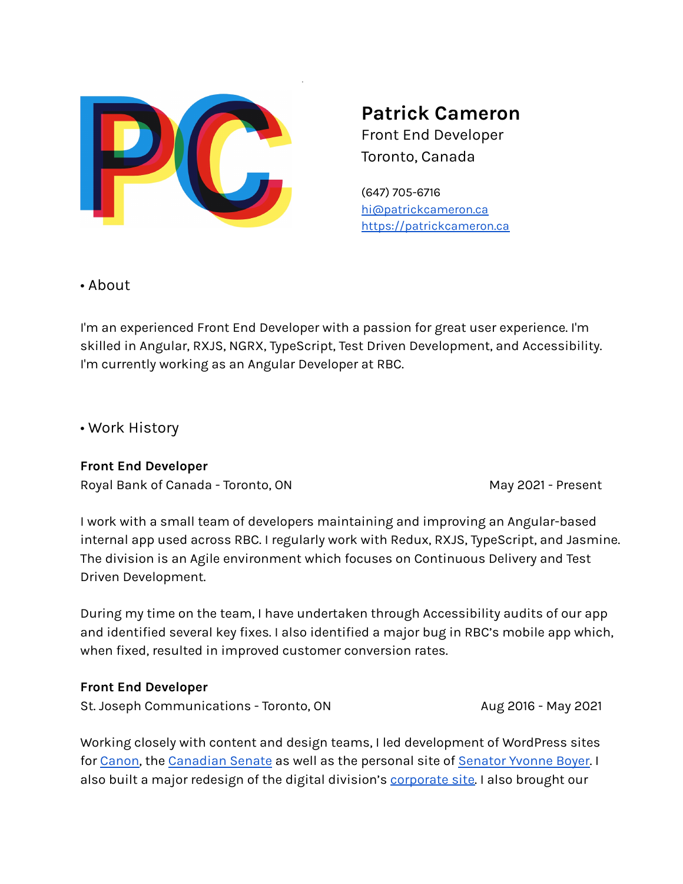# Patrick Cameron

Front End Developer
Toronto, Canada

(647) 705-6716
[hi@patrickcameron.ca](mailto:hi@patrickcameron.ca)
[https://patrickcameron.ca](https://patrickcameron.ca)

## • About

I'm an experienced Front End Developer with a passion for great user experience. I'm skilled in Angular, RXJS, NGRX, TypeScript, Test Driven Development, and Accessibility. I'm currently working as an Angular Developer at RBC.

## • Work History

**Front End Developer**
Royal Bank of Canada - Toronto, ON — May 2021 - Present

I work with a small team of developers maintaining and improving an Angular-based internal app used across RBC. I regularly work with Redux, RXJS, TypeScript, and Jasmine. The division is an Agile environment which focuses on Continuous Delivery and Test Driven Development.

During my time on the team, I have undertaken through Accessibility audits of our app and identified several key fixes. I also identified a major bug in RBC's mobile app which, when fixed, resulted in improved customer conversion rates.

**Front End Developer**
St. Joseph Communications - Toronto, ON — Aug 2016 - May 2021

Working closely with content and design teams, I led development of WordPress sites for Canon, the Canadian Senate as well as the personal site of Senator Yvonne Boyer. I also built a major redesign of the digital division's corporate site. I also brought our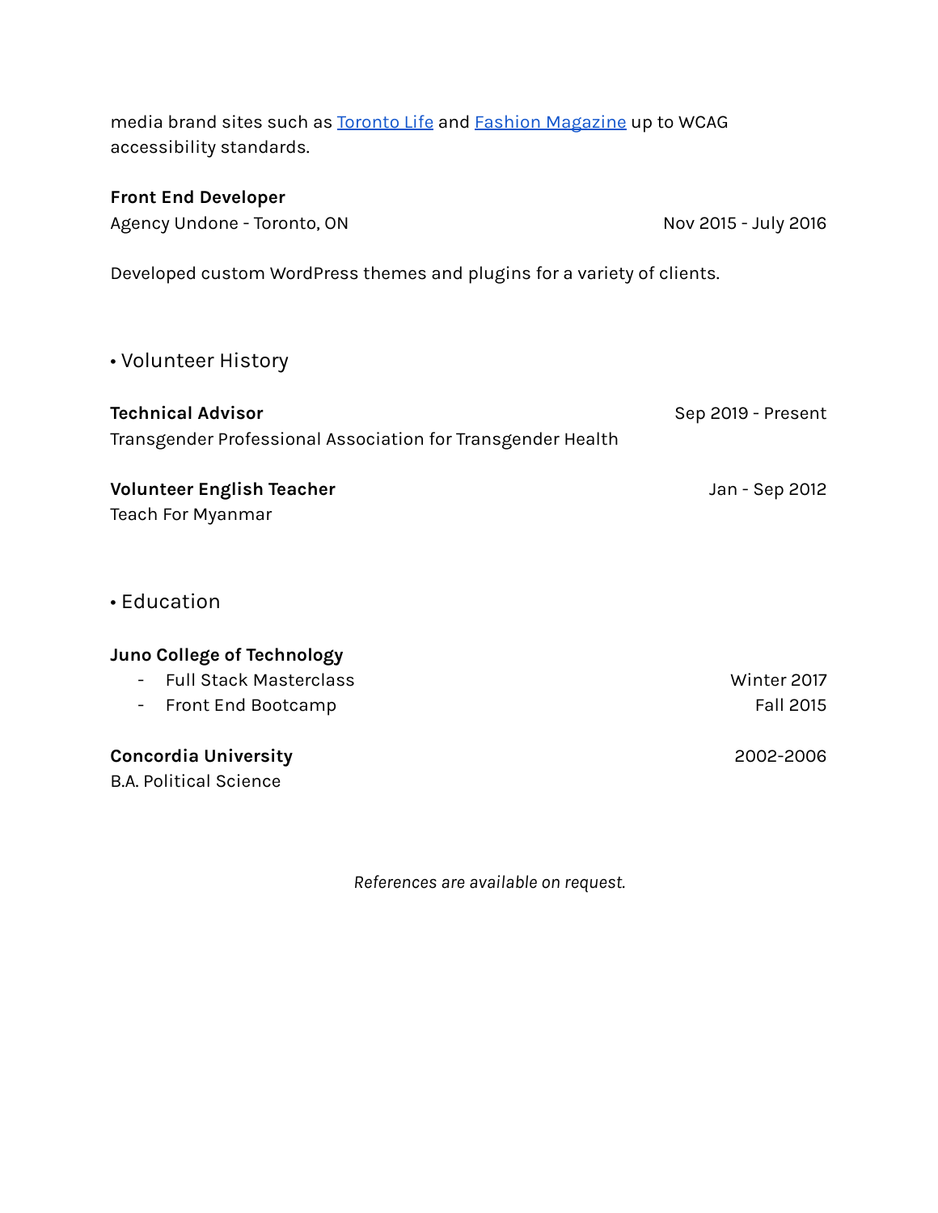media brand sites such as Toronto Life and Fashion Magazine up to WCAG accessibility standards.

**Front End Developer**
Agency Undone - Toronto, ON — Nov 2015 - July 2016

Developed custom WordPress themes and plugins for a variety of clients.

## • Volunteer History

**Technical Advisor** — Sep 2019 - Present
Transgender Professional Association for Transgender Health

**Volunteer English Teacher** — Jan - Sep 2012
Teach For Myanmar

## • Education

**Juno College of Technology**

- Full Stack Masterclass — Winter 2017
- Front End Bootcamp — Fall 2015

**Concordia University** — 2002-2006
B.A. Political Science

*References are available on request.*